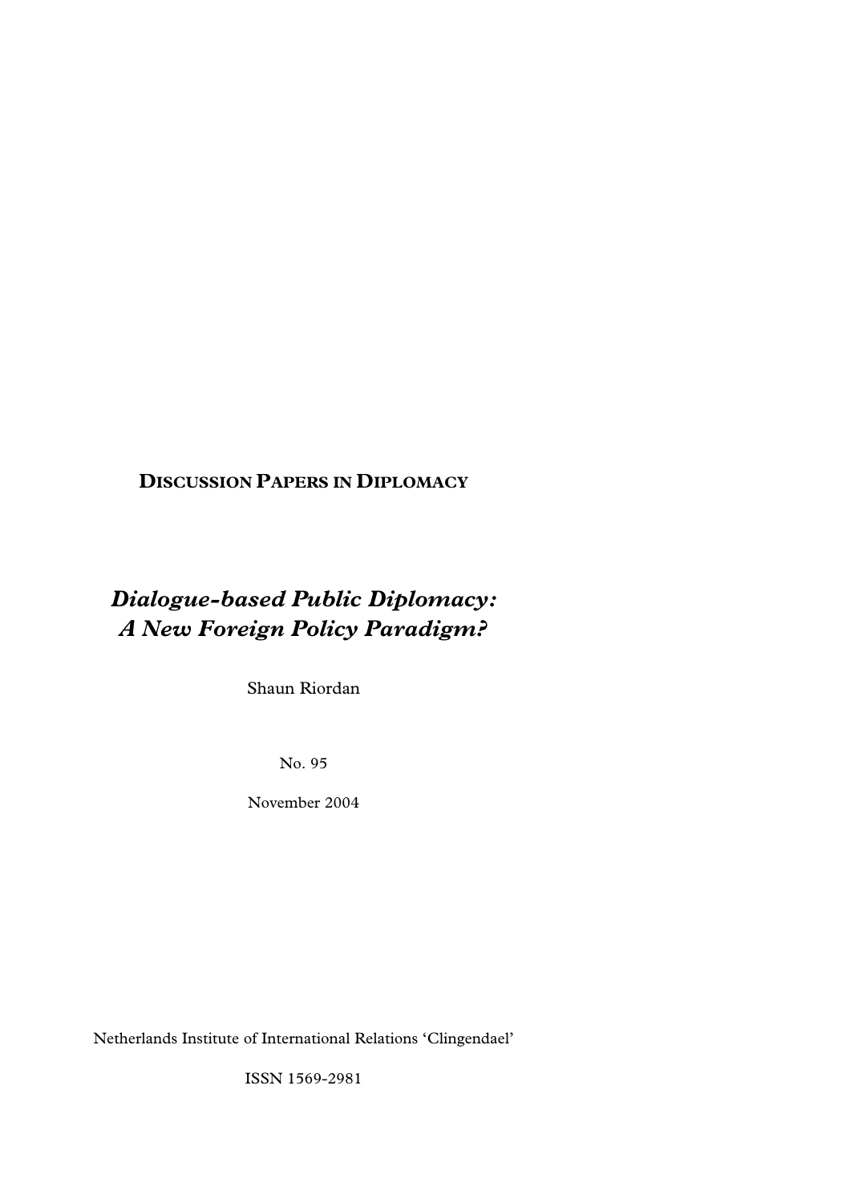**DISCUSSION PAPERS IN DIPLOMACY**

# *Dialogue-based Public Diplomacy: A New Foreign Policy Paradigm?*

Shaun Riordan

No. 95

November 2004

Netherlands Institute of International Relations 'Clingendael'

ISSN 1569-2981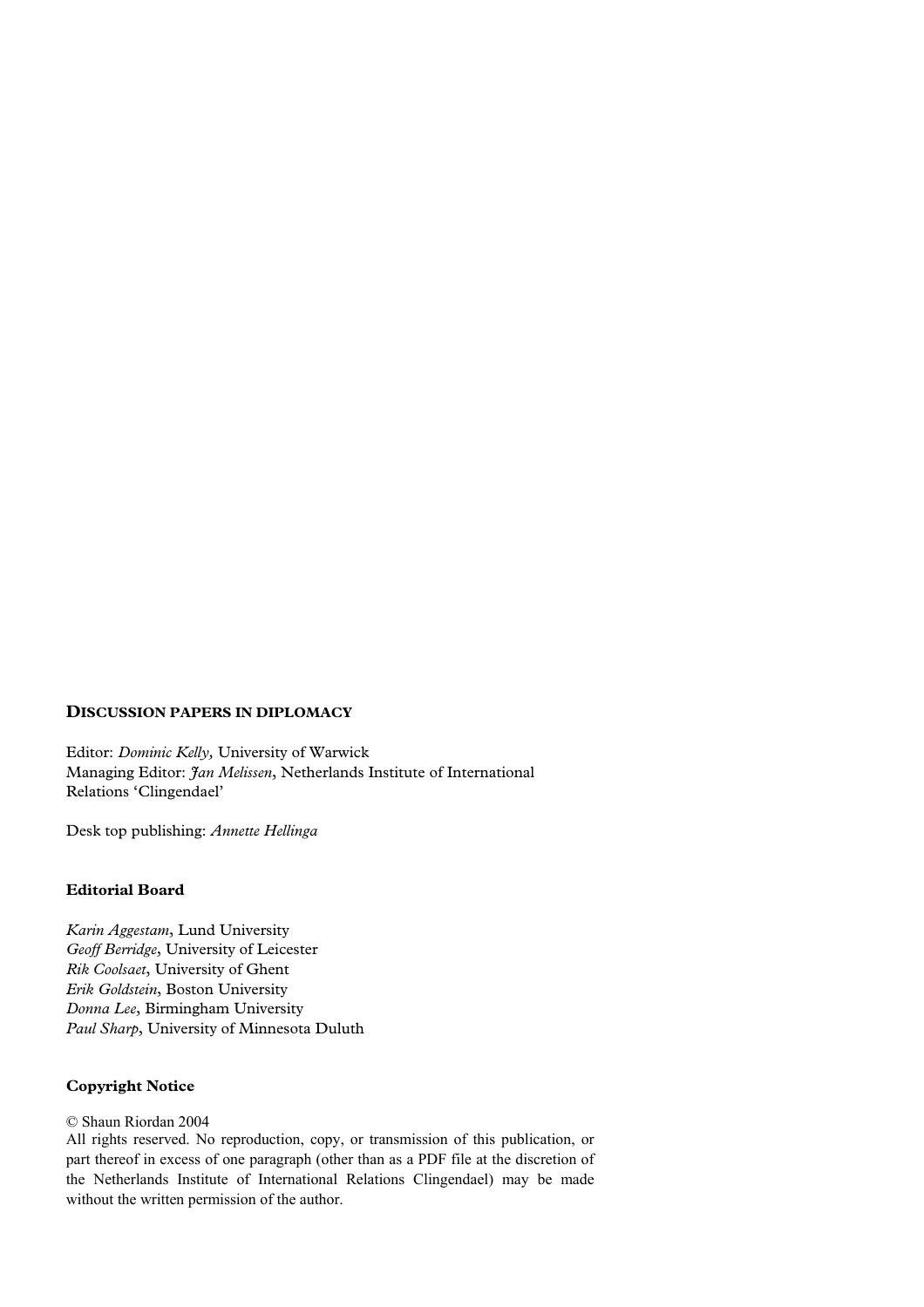**DISCUSSION PAPERS IN DIPLOMACY**

Editor: *Dominic Kelly,* University of Warwick
Managing Editor: *Jan Melissen*, Netherlands Institute of International Relations 'Clingendael'

Desk top publishing: *Annette Hellinga*

**Editorial Board**

*Karin Aggestam*, Lund University
*Geoff Berridge*, University of Leicester
*Rik Coolsaet*, University of Ghent
*Erik Goldstein*, Boston University
*Donna Lee*, Birmingham University
*Paul Sharp*, University of Minnesota Duluth

**Copyright Notice**

© Shaun Riordan 2004
All rights reserved. No reproduction, copy, or transmission of this publication, or part thereof in excess of one paragraph (other than as a PDF file at the discretion of the Netherlands Institute of International Relations Clingendael) may be made without the written permission of the author.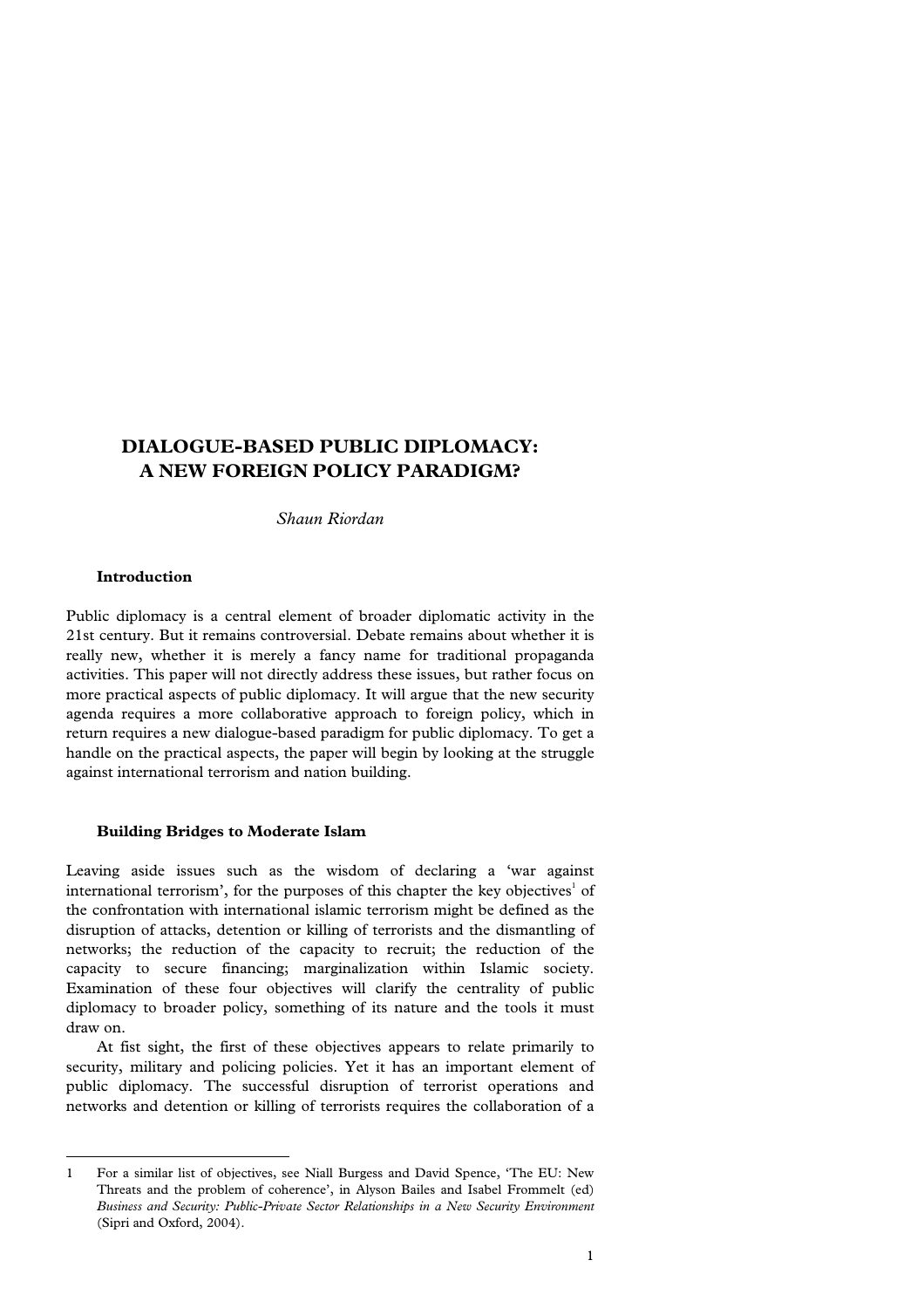# DIALOGUE-BASED PUBLIC DIPLOMACY: A NEW FOREIGN POLICY PARADIGM?

*Shaun Riordan*

## Introduction

Public diplomacy is a central element of broader diplomatic activity in the 21st century. But it remains controversial. Debate remains about whether it is really new, whether it is merely a fancy name for traditional propaganda activities. This paper will not directly address these issues, but rather focus on more practical aspects of public diplomacy. It will argue that the new security agenda requires a more collaborative approach to foreign policy, which in return requires a new dialogue-based paradigm for public diplomacy. To get a handle on the practical aspects, the paper will begin by looking at the struggle against international terrorism and nation building.

## Building Bridges to Moderate Islam

Leaving aside issues such as the wisdom of declaring a 'war against international terrorism', for the purposes of this chapter the key objectives[1] of the confrontation with international islamic terrorism might be defined as the disruption of attacks, detention or killing of terrorists and the dismantling of networks; the reduction of the capacity to recruit; the reduction of the capacity to secure financing; marginalization within Islamic society. Examination of these four objectives will clarify the centrality of public diplomacy to broader policy, something of its nature and the tools it must draw on.

At fist sight, the first of these objectives appears to relate primarily to security, military and policing policies. Yet it has an important element of public diplomacy. The successful disruption of terrorist operations and networks and detention or killing of terrorists requires the collaboration of a

---

1 For a similar list of objectives, see Niall Burgess and David Spence, 'The EU: New Threats and the problem of coherence', in Alyson Bailes and Isabel Frommelt (ed) *Business and Security: Public-Private Sector Relationships in a New Security Environment* (Sipri and Oxford, 2004).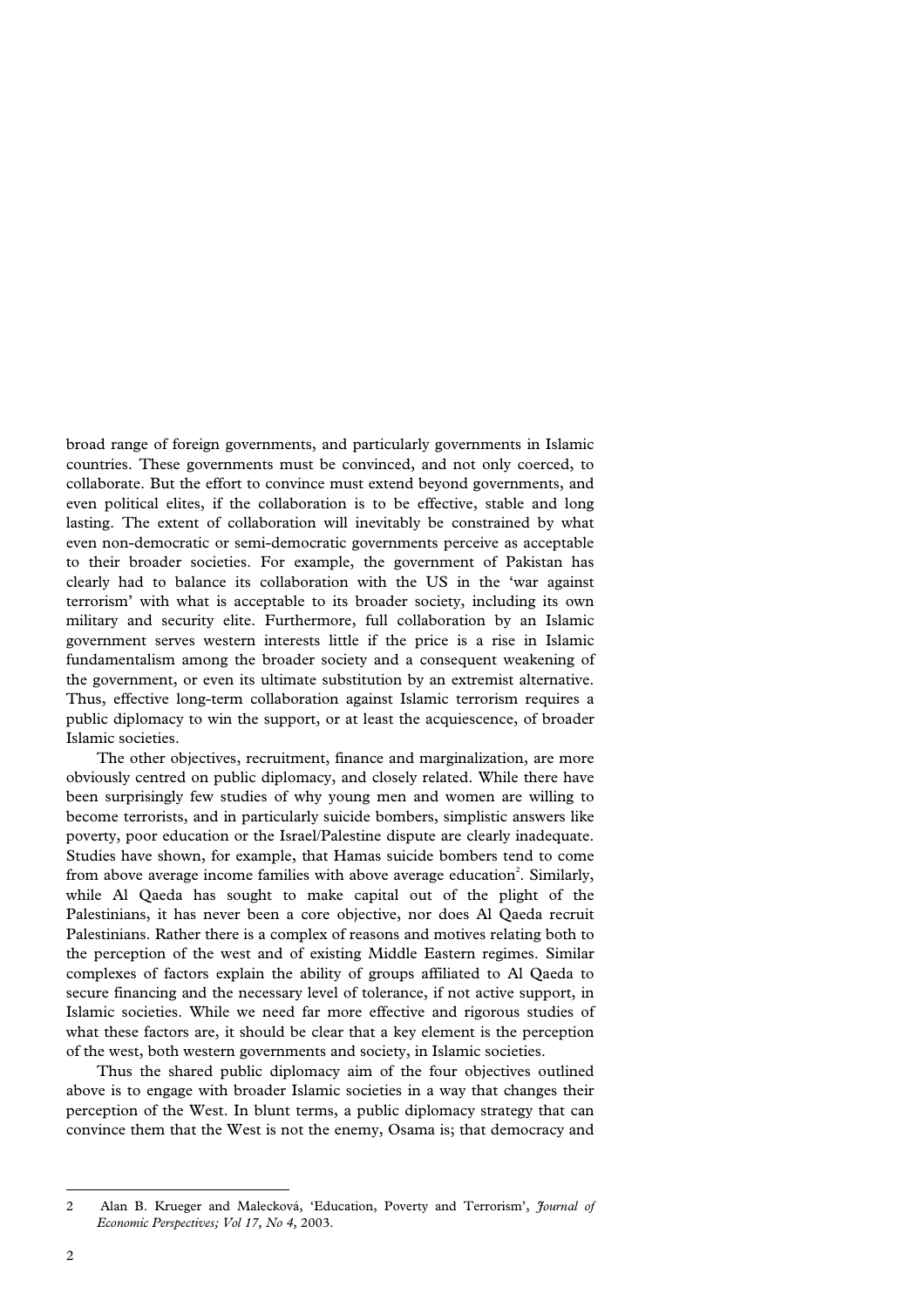broad range of foreign governments, and particularly governments in Islamic countries. These governments must be convinced, and not only coerced, to collaborate. But the effort to convince must extend beyond governments, and even political elites, if the collaboration is to be effective, stable and long lasting. The extent of collaboration will inevitably be constrained by what even non-democratic or semi-democratic governments perceive as acceptable to their broader societies. For example, the government of Pakistan has clearly had to balance its collaboration with the US in the 'war against terrorism' with what is acceptable to its broader society, including its own military and security elite. Furthermore, full collaboration by an Islamic government serves western interests little if the price is a rise in Islamic fundamentalism among the broader society and a consequent weakening of the government, or even its ultimate substitution by an extremist alternative. Thus, effective long-term collaboration against Islamic terrorism requires a public diplomacy to win the support, or at least the acquiescence, of broader Islamic societies.

The other objectives, recruitment, finance and marginalization, are more obviously centred on public diplomacy, and closely related. While there have been surprisingly few studies of why young men and women are willing to become terrorists, and in particularly suicide bombers, simplistic answers like poverty, poor education or the Israel/Palestine dispute are clearly inadequate. Studies have shown, for example, that Hamas suicide bombers tend to come from above average income families with above average education[2]. Similarly, while Al Qaeda has sought to make capital out of the plight of the Palestinians, it has never been a core objective, nor does Al Qaeda recruit Palestinians. Rather there is a complex of reasons and motives relating both to the perception of the west and of existing Middle Eastern regimes. Similar complexes of factors explain the ability of groups affiliated to Al Qaeda to secure financing and the necessary level of tolerance, if not active support, in Islamic societies. While we need far more effective and rigorous studies of what these factors are, it should be clear that a key element is the perception of the west, both western governments and society, in Islamic societies.

Thus the shared public diplomacy aim of the four objectives outlined above is to engage with broader Islamic societies in a way that changes their perception of the West. In blunt terms, a public diplomacy strategy that can convince them that the West is not the enemy, Osama is; that democracy and

---

2 Alan B. Krueger and Malecková, 'Education, Poverty and Terrorism', *Journal of Economic Perspectives; Vol 17, No 4*, 2003.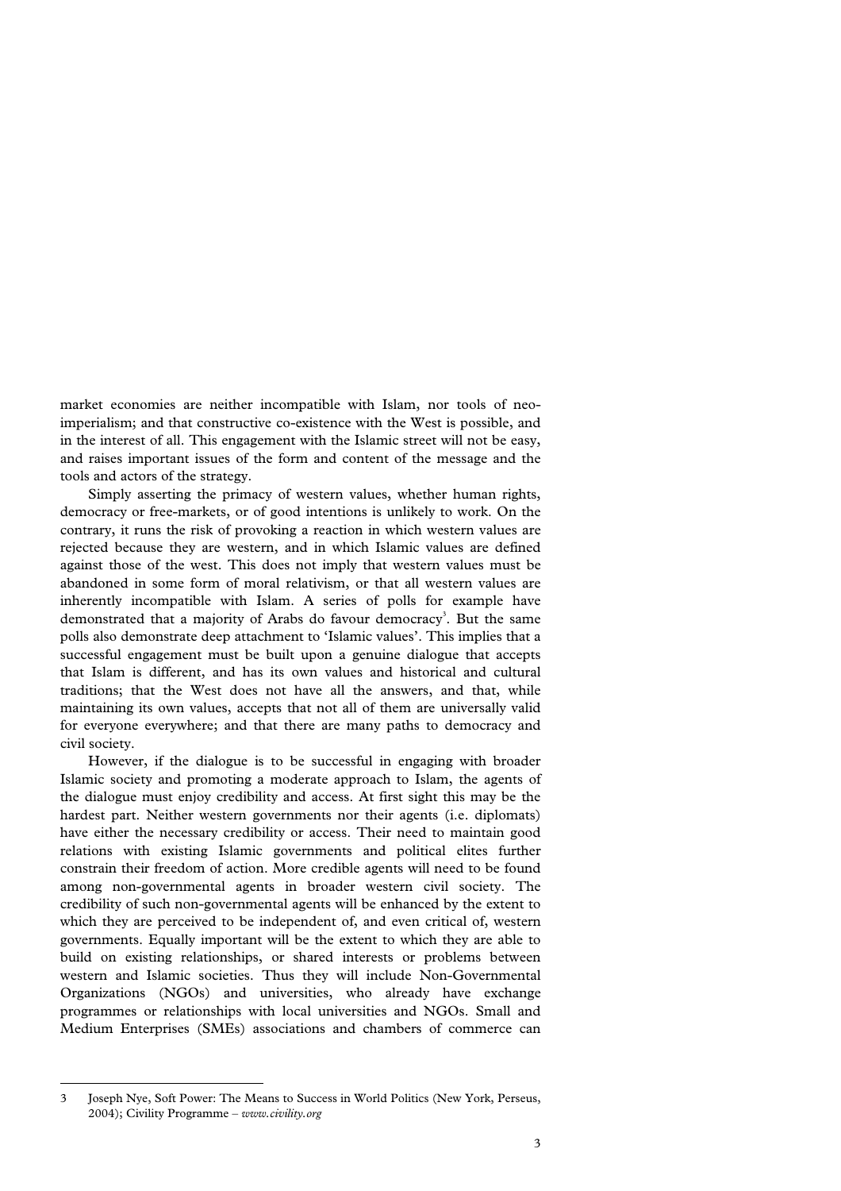market economies are neither incompatible with Islam, nor tools of neo-imperialism; and that constructive co-existence with the West is possible, and in the interest of all. This engagement with the Islamic street will not be easy, and raises important issues of the form and content of the message and the tools and actors of the strategy.

Simply asserting the primacy of western values, whether human rights, democracy or free-markets, or of good intentions is unlikely to work. On the contrary, it runs the risk of provoking a reaction in which western values are rejected because they are western, and in which Islamic values are defined against those of the west. This does not imply that western values must be abandoned in some form of moral relativism, or that all western values are inherently incompatible with Islam. A series of polls for example have demonstrated that a majority of Arabs do favour democracy[3]. But the same polls also demonstrate deep attachment to 'Islamic values'. This implies that a successful engagement must be built upon a genuine dialogue that accepts that Islam is different, and has its own values and historical and cultural traditions; that the West does not have all the answers, and that, while maintaining its own values, accepts that not all of them are universally valid for everyone everywhere; and that there are many paths to democracy and civil society.

However, if the dialogue is to be successful in engaging with broader Islamic society and promoting a moderate approach to Islam, the agents of the dialogue must enjoy credibility and access. At first sight this may be the hardest part. Neither western governments nor their agents (i.e. diplomats) have either the necessary credibility or access. Their need to maintain good relations with existing Islamic governments and political elites further constrain their freedom of action. More credible agents will need to be found among non-governmental agents in broader western civil society. The credibility of such non-governmental agents will be enhanced by the extent to which they are perceived to be independent of, and even critical of, western governments. Equally important will be the extent to which they are able to build on existing relationships, or shared interests or problems between western and Islamic societies. Thus they will include Non-Governmental Organizations (NGOs) and universities, who already have exchange programmes or relationships with local universities and NGOs. Small and Medium Enterprises (SMEs) associations and chambers of commerce can

---

3 Joseph Nye, Soft Power: The Means to Success in World Politics (New York, Perseus, 2004); Civility Programme – *www.civility.org*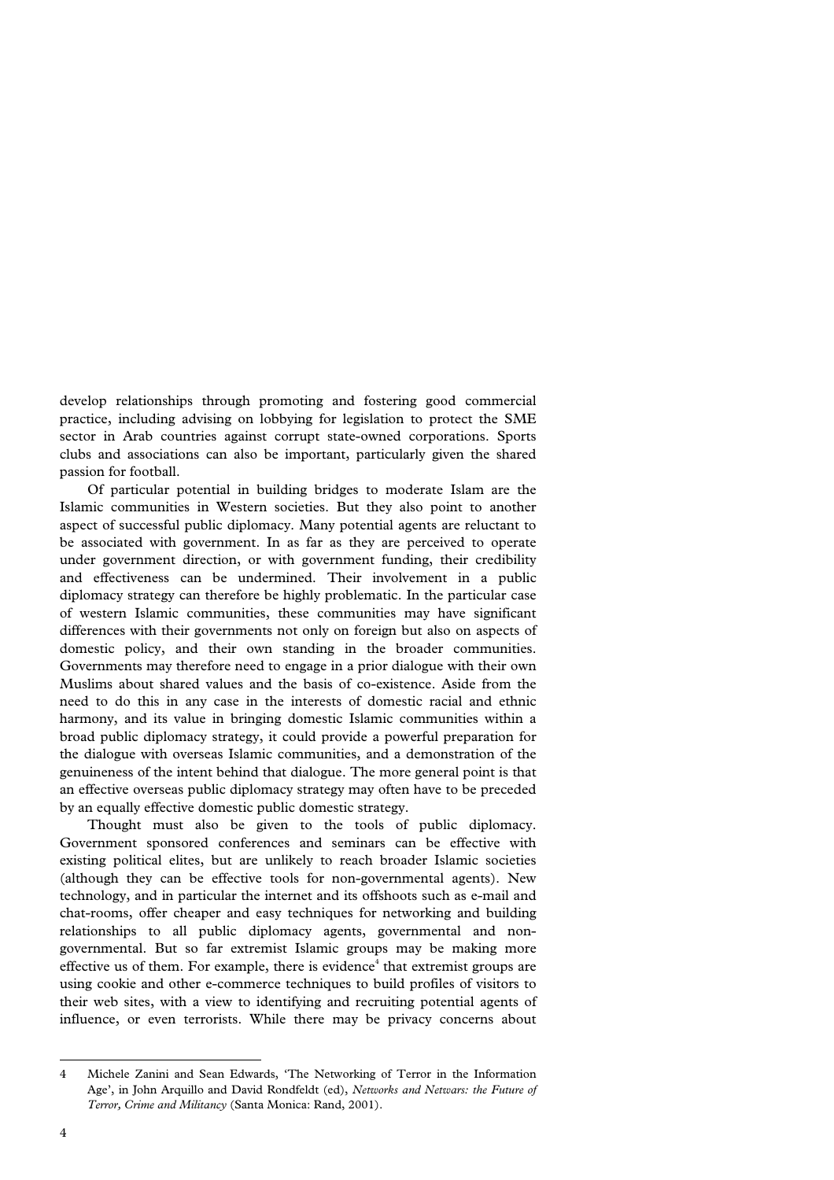develop relationships through promoting and fostering good commercial practice, including advising on lobbying for legislation to protect the SME sector in Arab countries against corrupt state-owned corporations. Sports clubs and associations can also be important, particularly given the shared passion for football.

Of particular potential in building bridges to moderate Islam are the Islamic communities in Western societies. But they also point to another aspect of successful public diplomacy. Many potential agents are reluctant to be associated with government. In as far as they are perceived to operate under government direction, or with government funding, their credibility and effectiveness can be undermined. Their involvement in a public diplomacy strategy can therefore be highly problematic. In the particular case of western Islamic communities, these communities may have significant differences with their governments not only on foreign but also on aspects of domestic policy, and their own standing in the broader communities. Governments may therefore need to engage in a prior dialogue with their own Muslims about shared values and the basis of co-existence. Aside from the need to do this in any case in the interests of domestic racial and ethnic harmony, and its value in bringing domestic Islamic communities within a broad public diplomacy strategy, it could provide a powerful preparation for the dialogue with overseas Islamic communities, and a demonstration of the genuineness of the intent behind that dialogue. The more general point is that an effective overseas public diplomacy strategy may often have to be preceded by an equally effective domestic public domestic strategy.

Thought must also be given to the tools of public diplomacy. Government sponsored conferences and seminars can be effective with existing political elites, but are unlikely to reach broader Islamic societies (although they can be effective tools for non-governmental agents). New technology, and in particular the internet and its offshoots such as e-mail and chat-rooms, offer cheaper and easy techniques for networking and building relationships to all public diplomacy agents, governmental and non-governmental. But so far extremist Islamic groups may be making more effective us of them. For example, there is evidence[4] that extremist groups are using cookie and other e-commerce techniques to build profiles of visitors to their web sites, with a view to identifying and recruiting potential agents of influence, or even terrorists. While there may be privacy concerns about

---

4 Michele Zanini and Sean Edwards, 'The Networking of Terror in the Information Age', in John Arquillo and David Rondfeldt (ed), *Networks and Netwars: the Future of Terror, Crime and Militancy* (Santa Monica: Rand, 2001).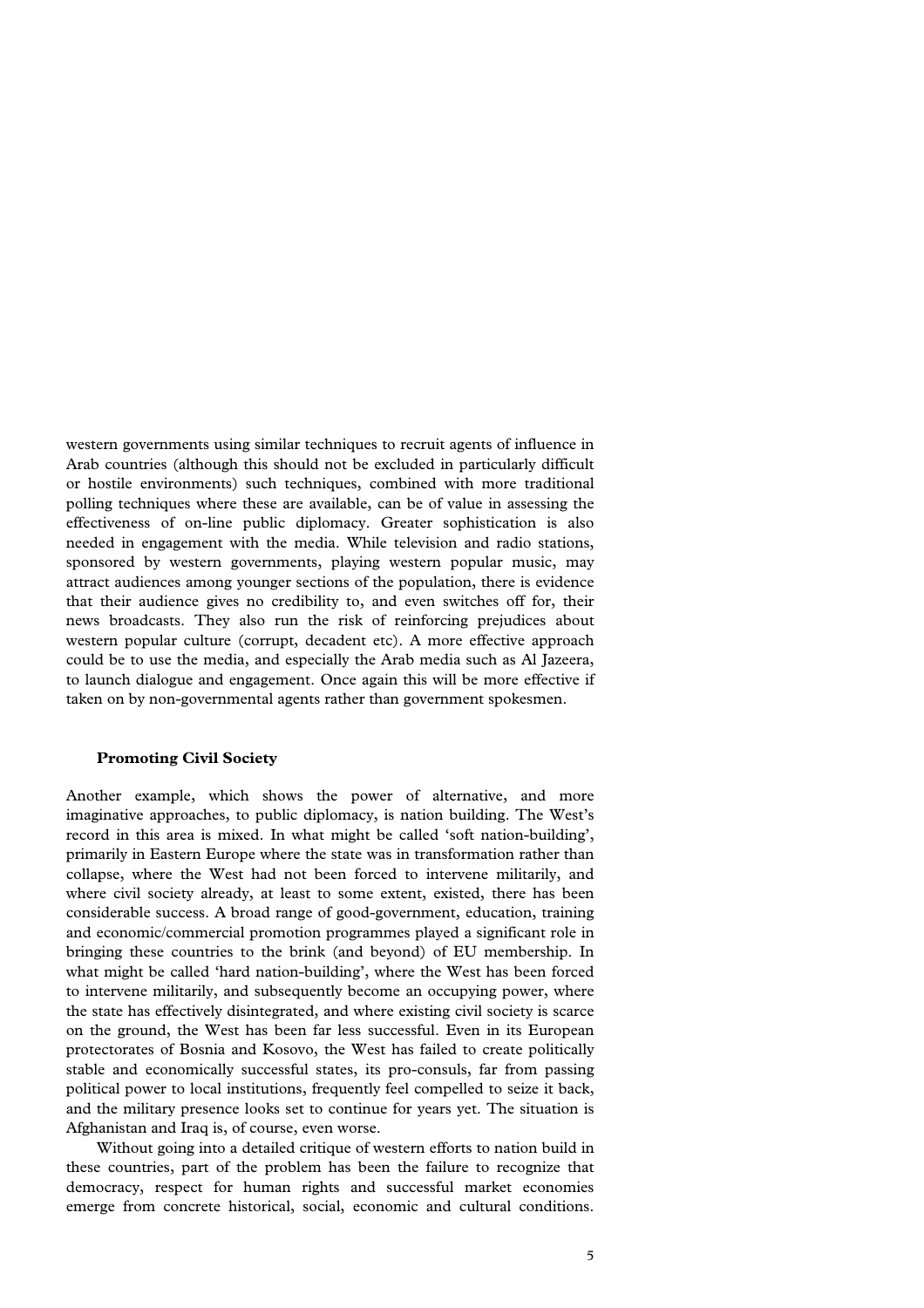western governments using similar techniques to recruit agents of influence in Arab countries (although this should not be excluded in particularly difficult or hostile environments) such techniques, combined with more traditional polling techniques where these are available, can be of value in assessing the effectiveness of on-line public diplomacy. Greater sophistication is also needed in engagement with the media. While television and radio stations, sponsored by western governments, playing western popular music, may attract audiences among younger sections of the population, there is evidence that their audience gives no credibility to, and even switches off for, their news broadcasts. They also run the risk of reinforcing prejudices about western popular culture (corrupt, decadent etc). A more effective approach could be to use the media, and especially the Arab media such as Al Jazeera, to launch dialogue and engagement. Once again this will be more effective if taken on by non-governmental agents rather than government spokesmen.

### Promoting Civil Society

Another example, which shows the power of alternative, and more imaginative approaches, to public diplomacy, is nation building. The West's record in this area is mixed. In what might be called 'soft nation-building', primarily in Eastern Europe where the state was in transformation rather than collapse, where the West had not been forced to intervene militarily, and where civil society already, at least to some extent, existed, there has been considerable success. A broad range of good-government, education, training and economic/commercial promotion programmes played a significant role in bringing these countries to the brink (and beyond) of EU membership. In what might be called 'hard nation-building', where the West has been forced to intervene militarily, and subsequently become an occupying power, where the state has effectively disintegrated, and where existing civil society is scarce on the ground, the West has been far less successful. Even in its European protectorates of Bosnia and Kosovo, the West has failed to create politically stable and economically successful states, its pro-consuls, far from passing political power to local institutions, frequently feel compelled to seize it back, and the military presence looks set to continue for years yet. The situation is Afghanistan and Iraq is, of course, even worse.

Without going into a detailed critique of western efforts to nation build in these countries, part of the problem has been the failure to recognize that democracy, respect for human rights and successful market economies emerge from concrete historical, social, economic and cultural conditions.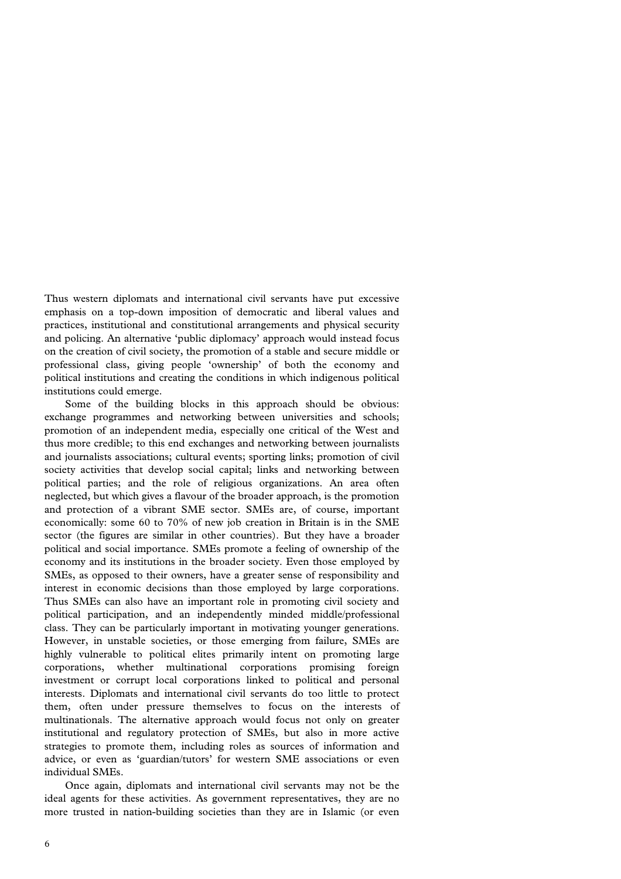Thus western diplomats and international civil servants have put excessive emphasis on a top-down imposition of democratic and liberal values and practices, institutional and constitutional arrangements and physical security and policing. An alternative 'public diplomacy' approach would instead focus on the creation of civil society, the promotion of a stable and secure middle or professional class, giving people 'ownership' of both the economy and political institutions and creating the conditions in which indigenous political institutions could emerge.

Some of the building blocks in this approach should be obvious: exchange programmes and networking between universities and schools; promotion of an independent media, especially one critical of the West and thus more credible; to this end exchanges and networking between journalists and journalists associations; cultural events; sporting links; promotion of civil society activities that develop social capital; links and networking between political parties; and the role of religious organizations. An area often neglected, but which gives a flavour of the broader approach, is the promotion and protection of a vibrant SME sector. SMEs are, of course, important economically: some 60 to 70% of new job creation in Britain is in the SME sector (the figures are similar in other countries). But they have a broader political and social importance. SMEs promote a feeling of ownership of the economy and its institutions in the broader society. Even those employed by SMEs, as opposed to their owners, have a greater sense of responsibility and interest in economic decisions than those employed by large corporations. Thus SMEs can also have an important role in promoting civil society and political participation, and an independently minded middle/professional class. They can be particularly important in motivating younger generations. However, in unstable societies, or those emerging from failure, SMEs are highly vulnerable to political elites primarily intent on promoting large corporations, whether multinational corporations promising foreign investment or corrupt local corporations linked to political and personal interests. Diplomats and international civil servants do too little to protect them, often under pressure themselves to focus on the interests of multinationals. The alternative approach would focus not only on greater institutional and regulatory protection of SMEs, but also in more active strategies to promote them, including roles as sources of information and advice, or even as 'guardian/tutors' for western SME associations or even individual SMEs.

Once again, diplomats and international civil servants may not be the ideal agents for these activities. As government representatives, they are no more trusted in nation-building societies than they are in Islamic (or even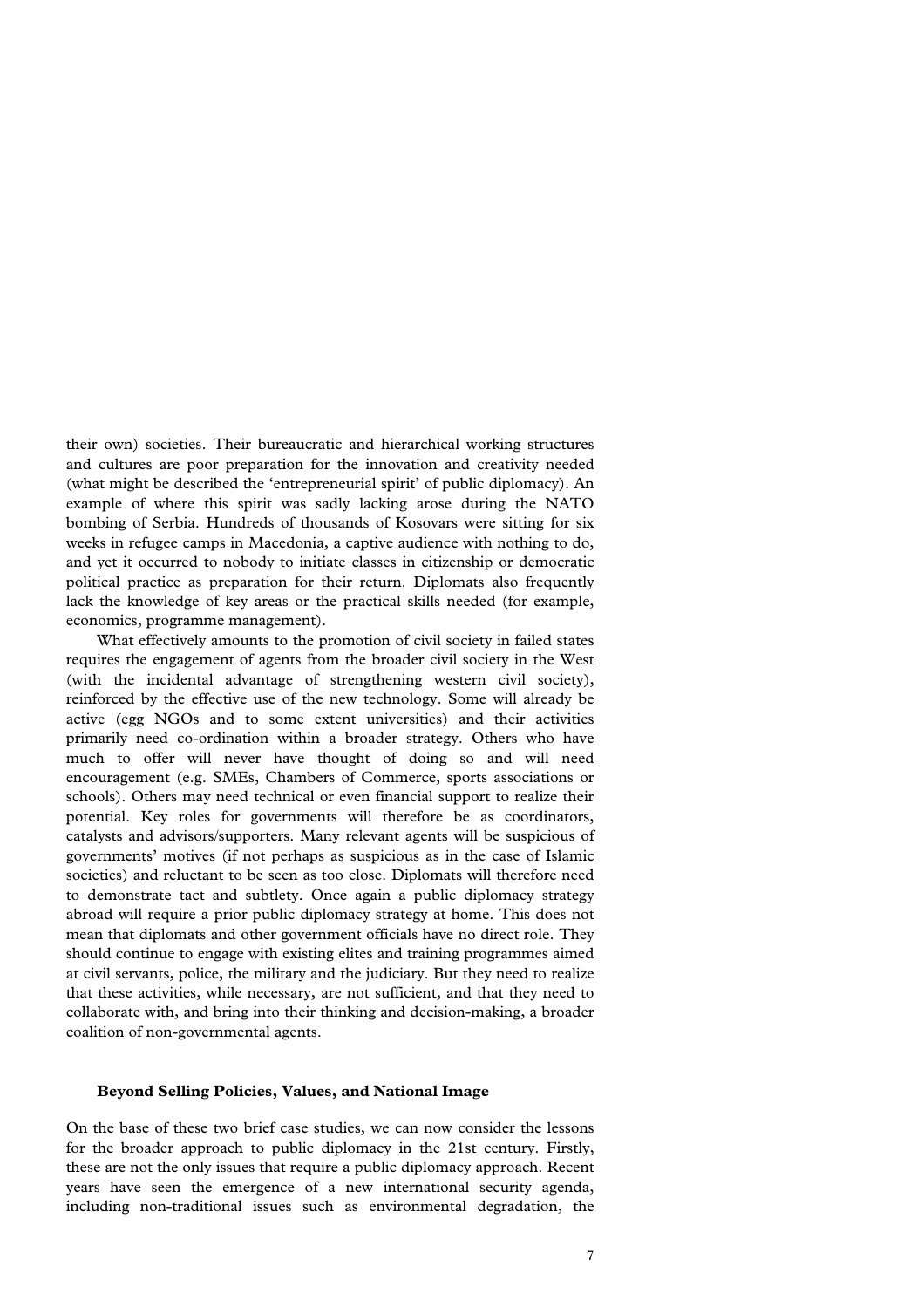their own) societies. Their bureaucratic and hierarchical working structures and cultures are poor preparation for the innovation and creativity needed (what might be described the 'entrepreneurial spirit' of public diplomacy). An example of where this spirit was sadly lacking arose during the NATO bombing of Serbia. Hundreds of thousands of Kosovars were sitting for six weeks in refugee camps in Macedonia, a captive audience with nothing to do, and yet it occurred to nobody to initiate classes in citizenship or democratic political practice as preparation for their return. Diplomats also frequently lack the knowledge of key areas or the practical skills needed (for example, economics, programme management).

What effectively amounts to the promotion of civil society in failed states requires the engagement of agents from the broader civil society in the West (with the incidental advantage of strengthening western civil society), reinforced by the effective use of the new technology. Some will already be active (egg NGOs and to some extent universities) and their activities primarily need co-ordination within a broader strategy. Others who have much to offer will never have thought of doing so and will need encouragement (e.g. SMEs, Chambers of Commerce, sports associations or schools). Others may need technical or even financial support to realize their potential. Key roles for governments will therefore be as coordinators, catalysts and advisors/supporters. Many relevant agents will be suspicious of governments' motives (if not perhaps as suspicious as in the case of Islamic societies) and reluctant to be seen as too close. Diplomats will therefore need to demonstrate tact and subtlety. Once again a public diplomacy strategy abroad will require a prior public diplomacy strategy at home. This does not mean that diplomats and other government officials have no direct role. They should continue to engage with existing elites and training programmes aimed at civil servants, police, the military and the judiciary. But they need to realize that these activities, while necessary, are not sufficient, and that they need to collaborate with, and bring into their thinking and decision-making, a broader coalition of non-governmental agents.

### Beyond Selling Policies, Values, and National Image

On the base of these two brief case studies, we can now consider the lessons for the broader approach to public diplomacy in the 21st century. Firstly, these are not the only issues that require a public diplomacy approach. Recent years have seen the emergence of a new international security agenda, including non-traditional issues such as environmental degradation, the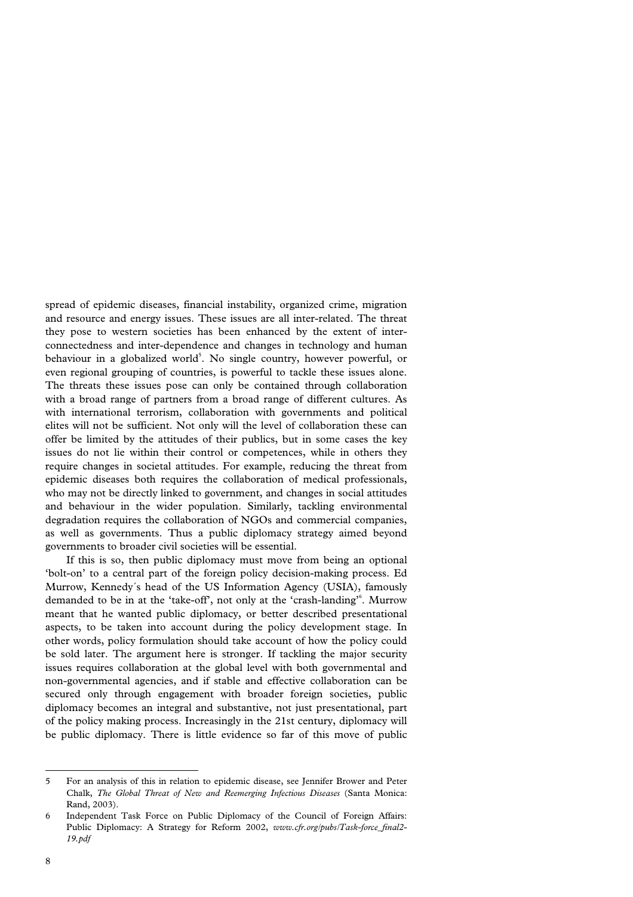spread of epidemic diseases, financial instability, organized crime, migration and resource and energy issues. These issues are all inter-related. The threat they pose to western societies has been enhanced by the extent of inter-connectedness and inter-dependence and changes in technology and human behaviour in a globalized world[5]. No single country, however powerful, or even regional grouping of countries, is powerful to tackle these issues alone. The threats these issues pose can only be contained through collaboration with a broad range of partners from a broad range of different cultures. As with international terrorism, collaboration with governments and political elites will not be sufficient. Not only will the level of collaboration these can offer be limited by the attitudes of their publics, but in some cases the key issues do not lie within their control or competences, while in others they require changes in societal attitudes. For example, reducing the threat from epidemic diseases both requires the collaboration of medical professionals, who may not be directly linked to government, and changes in social attitudes and behaviour in the wider population. Similarly, tackling environmental degradation requires the collaboration of NGOs and commercial companies, as well as governments. Thus a public diplomacy strategy aimed beyond governments to broader civil societies will be essential.

If this is so, then public diplomacy must move from being an optional 'bolt-on' to a central part of the foreign policy decision-making process. Ed Murrow, Kennedy´s head of the US Information Agency (USIA), famously demanded to be in at the 'take-off', not only at the 'crash-landing'[6]. Murrow meant that he wanted public diplomacy, or better described presentational aspects, to be taken into account during the policy development stage. In other words, policy formulation should take account of how the policy could be sold later. The argument here is stronger. If tackling the major security issues requires collaboration at the global level with both governmental and non-governmental agencies, and if stable and effective collaboration can be secured only through engagement with broader foreign societies, public diplomacy becomes an integral and substantive, not just presentational, part of the policy making process. Increasingly in the 21st century, diplomacy will be public diplomacy. There is little evidence so far of this move of public

---

5 For an analysis of this in relation to epidemic disease, see Jennifer Brower and Peter Chalk, *The Global Threat of New and Reemerging Infectious Diseases* (Santa Monica: Rand, 2003).

6 Independent Task Force on Public Diplomacy of the Council of Foreign Affairs: Public Diplomacy: A Strategy for Reform 2002, *www.cfr.org/pubs/Task-force_final2-19.pdf*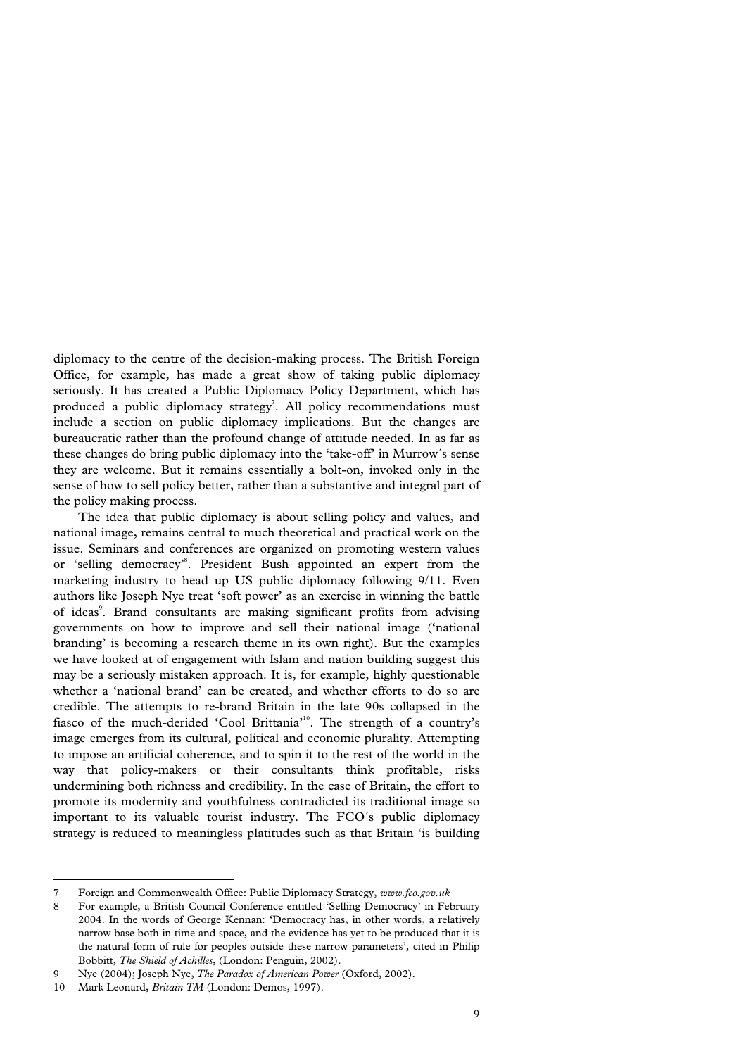diplomacy to the centre of the decision-making process. The British Foreign Office, for example, has made a great show of taking public diplomacy seriously. It has created a Public Diplomacy Policy Department, which has produced a public diplomacy strategy[7]. All policy recommendations must include a section on public diplomacy implications. But the changes are bureaucratic rather than the profound change of attitude needed. In as far as these changes do bring public diplomacy into the 'take-off' in Murrow´s sense they are welcome. But it remains essentially a bolt-on, invoked only in the sense of how to sell policy better, rather than a substantive and integral part of the policy making process.

The idea that public diplomacy is about selling policy and values, and national image, remains central to much theoretical and practical work on the issue. Seminars and conferences are organized on promoting western values or 'selling democracy'[8]. President Bush appointed an expert from the marketing industry to head up US public diplomacy following 9/11. Even authors like Joseph Nye treat 'soft power' as an exercise in winning the battle of ideas[9]. Brand consultants are making significant profits from advising governments on how to improve and sell their national image ('national branding' is becoming a research theme in its own right). But the examples we have looked at of engagement with Islam and nation building suggest this may be a seriously mistaken approach. It is, for example, highly questionable whether a 'national brand' can be created, and whether efforts to do so are credible. The attempts to re-brand Britain in the late 90s collapsed in the fiasco of the much-derided 'Cool Brittania'[10]. The strength of a country's image emerges from its cultural, political and economic plurality. Attempting to impose an artificial coherence, and to spin it to the rest of the world in the way that policy-makers or their consultants think profitable, risks undermining both richness and credibility. In the case of Britain, the effort to promote its modernity and youthfulness contradicted its traditional image so important to its valuable tourist industry. The FCO´s public diplomacy strategy is reduced to meaningless platitudes such as that Britain 'is building

---

7 Foreign and Commonwealth Office: Public Diplomacy Strategy, *www.fco.gov.uk*

8 For example, a British Council Conference entitled 'Selling Democracy' in February 2004. In the words of George Kennan: 'Democracy has, in other words, a relatively narrow base both in time and space, and the evidence has yet to be produced that it is the natural form of rule for peoples outside these narrow parameters', cited in Philip Bobbitt, *The Shield of Achilles*, (London: Penguin, 2002).

9 Nye (2004); Joseph Nye, *The Paradox of American Power* (Oxford, 2002).

10 Mark Leonard, *Britain TM* (London: Demos, 1997).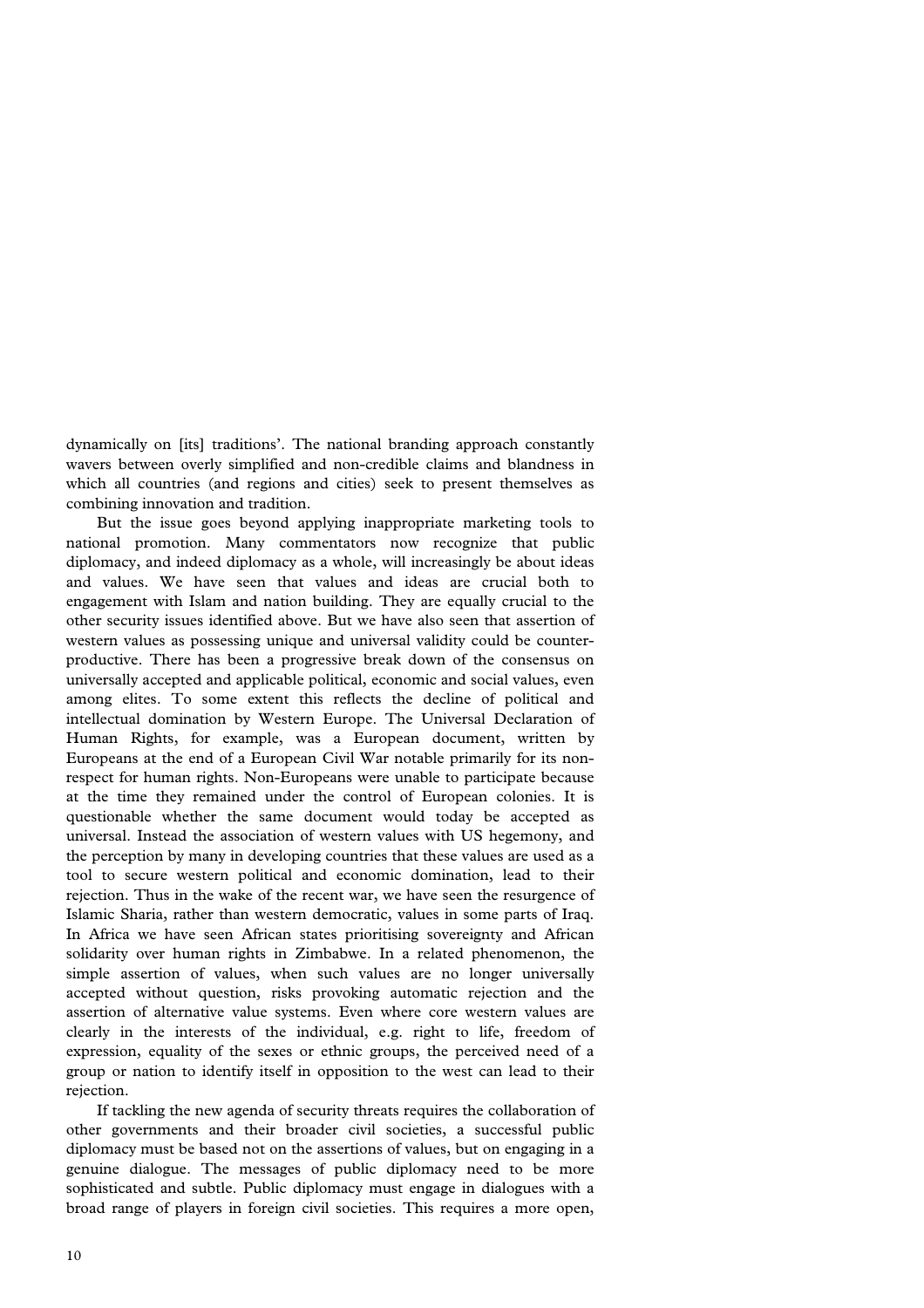dynamically on [its] traditions'. The national branding approach constantly wavers between overly simplified and non-credible claims and blandness in which all countries (and regions and cities) seek to present themselves as combining innovation and tradition.

But the issue goes beyond applying inappropriate marketing tools to national promotion. Many commentators now recognize that public diplomacy, and indeed diplomacy as a whole, will increasingly be about ideas and values. We have seen that values and ideas are crucial both to engagement with Islam and nation building. They are equally crucial to the other security issues identified above. But we have also seen that assertion of western values as possessing unique and universal validity could be counter-productive. There has been a progressive break down of the consensus on universally accepted and applicable political, economic and social values, even among elites. To some extent this reflects the decline of political and intellectual domination by Western Europe. The Universal Declaration of Human Rights, for example, was a European document, written by Europeans at the end of a European Civil War notable primarily for its non-respect for human rights. Non-Europeans were unable to participate because at the time they remained under the control of European colonies. It is questionable whether the same document would today be accepted as universal. Instead the association of western values with US hegemony, and the perception by many in developing countries that these values are used as a tool to secure western political and economic domination, lead to their rejection. Thus in the wake of the recent war, we have seen the resurgence of Islamic Sharia, rather than western democratic, values in some parts of Iraq. In Africa we have seen African states prioritising sovereignty and African solidarity over human rights in Zimbabwe. In a related phenomenon, the simple assertion of values, when such values are no longer universally accepted without question, risks provoking automatic rejection and the assertion of alternative value systems. Even where core western values are clearly in the interests of the individual, e.g. right to life, freedom of expression, equality of the sexes or ethnic groups, the perceived need of a group or nation to identify itself in opposition to the west can lead to their rejection.

If tackling the new agenda of security threats requires the collaboration of other governments and their broader civil societies, a successful public diplomacy must be based not on the assertions of values, but on engaging in a genuine dialogue. The messages of public diplomacy need to be more sophisticated and subtle. Public diplomacy must engage in dialogues with a broad range of players in foreign civil societies. This requires a more open,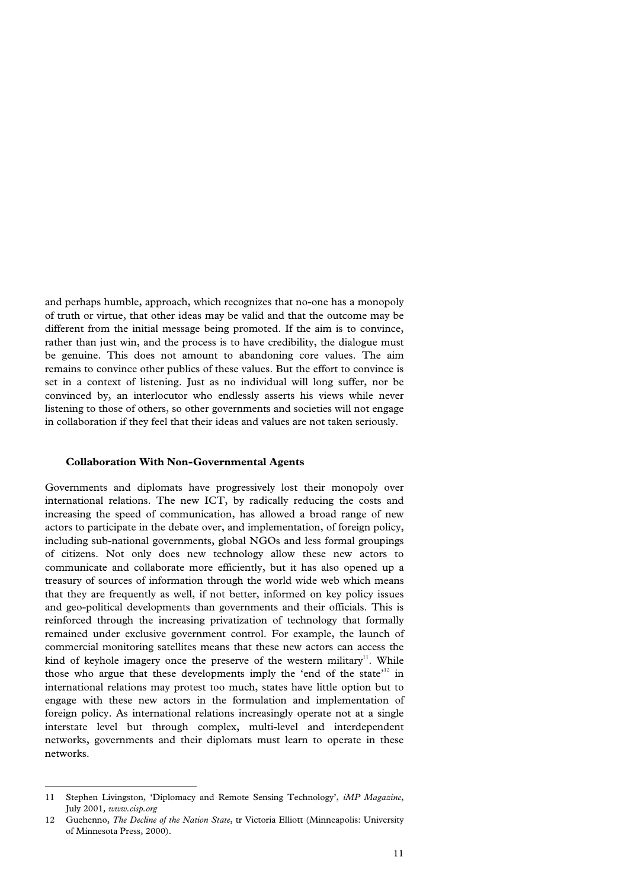and perhaps humble, approach, which recognizes that no-one has a monopoly of truth or virtue, that other ideas may be valid and that the outcome may be different from the initial message being promoted. If the aim is to convince, rather than just win, and the process is to have credibility, the dialogue must be genuine. This does not amount to abandoning core values. The aim remains to convince other publics of these values. But the effort to convince is set in a context of listening. Just as no individual will long suffer, nor be convinced by, an interlocutor who endlessly asserts his views while never listening to those of others, so other governments and societies will not engage in collaboration if they feel that their ideas and values are not taken seriously.

### Collaboration With Non-Governmental Agents

Governments and diplomats have progressively lost their monopoly over international relations. The new ICT, by radically reducing the costs and increasing the speed of communication, has allowed a broad range of new actors to participate in the debate over, and implementation, of foreign policy, including sub-national governments, global NGOs and less formal groupings of citizens. Not only does new technology allow these new actors to communicate and collaborate more efficiently, but it has also opened up a treasury of sources of information through the world wide web which means that they are frequently as well, if not better, informed on key policy issues and geo-political developments than governments and their officials. This is reinforced through the increasing privatization of technology that formally remained under exclusive government control. For example, the launch of commercial monitoring satellites means that these new actors can access the kind of keyhole imagery once the preserve of the western military[11]. While those who argue that these developments imply the 'end of the state'[12] in international relations may protest too much, states have little option but to engage with these new actors in the formulation and implementation of foreign policy. As international relations increasingly operate not at a single interstate level but through complex, multi-level and interdependent networks, governments and their diplomats must learn to operate in these networks.

---

11 Stephen Livingston, 'Diplomacy and Remote Sensing Technology', *iMP Magazine*, July 2001, *www.cisp.org*

12 Guehenno, *The Decline of the Nation State*, tr Victoria Elliott (Minneapolis: University of Minnesota Press, 2000).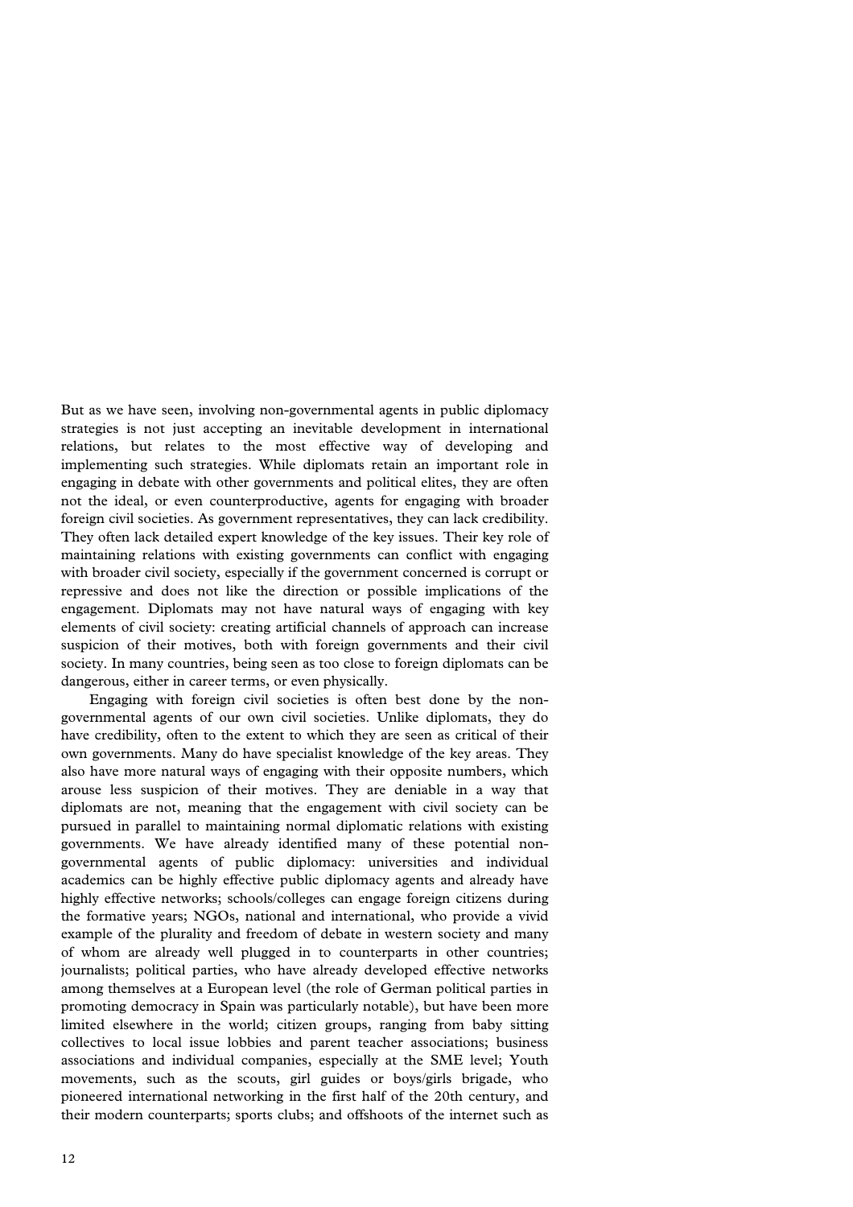But as we have seen, involving non-governmental agents in public diplomacy strategies is not just accepting an inevitable development in international relations, but relates to the most effective way of developing and implementing such strategies. While diplomats retain an important role in engaging in debate with other governments and political elites, they are often not the ideal, or even counterproductive, agents for engaging with broader foreign civil societies. As government representatives, they can lack credibility. They often lack detailed expert knowledge of the key issues. Their key role of maintaining relations with existing governments can conflict with engaging with broader civil society, especially if the government concerned is corrupt or repressive and does not like the direction or possible implications of the engagement. Diplomats may not have natural ways of engaging with key elements of civil society: creating artificial channels of approach can increase suspicion of their motives, both with foreign governments and their civil society. In many countries, being seen as too close to foreign diplomats can be dangerous, either in career terms, or even physically.

Engaging with foreign civil societies is often best done by the non-governmental agents of our own civil societies. Unlike diplomats, they do have credibility, often to the extent to which they are seen as critical of their own governments. Many do have specialist knowledge of the key areas. They also have more natural ways of engaging with their opposite numbers, which arouse less suspicion of their motives. They are deniable in a way that diplomats are not, meaning that the engagement with civil society can be pursued in parallel to maintaining normal diplomatic relations with existing governments. We have already identified many of these potential non-governmental agents of public diplomacy: universities and individual academics can be highly effective public diplomacy agents and already have highly effective networks; schools/colleges can engage foreign citizens during the formative years; NGOs, national and international, who provide a vivid example of the plurality and freedom of debate in western society and many of whom are already well plugged in to counterparts in other countries; journalists; political parties, who have already developed effective networks among themselves at a European level (the role of German political parties in promoting democracy in Spain was particularly notable), but have been more limited elsewhere in the world; citizen groups, ranging from baby sitting collectives to local issue lobbies and parent teacher associations; business associations and individual companies, especially at the SME level; Youth movements, such as the scouts, girl guides or boys/girls brigade, who pioneered international networking in the first half of the 20th century, and their modern counterparts; sports clubs; and offshoots of the internet such as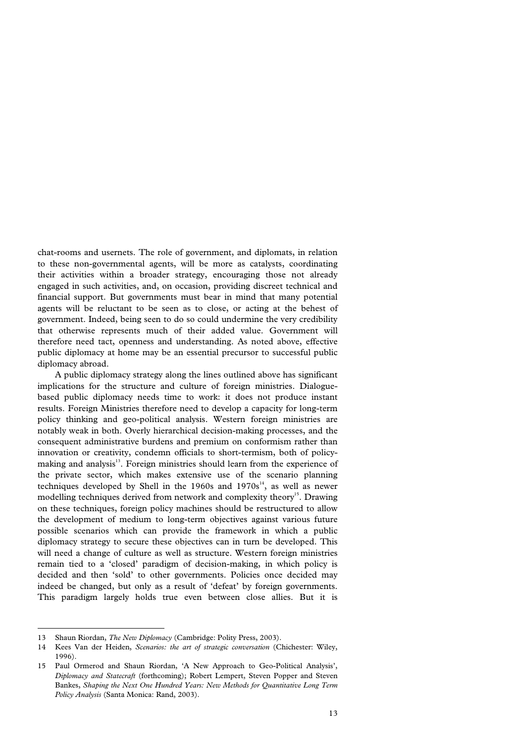chat-rooms and usernets. The role of government, and diplomats, in relation to these non-governmental agents, will be more as catalysts, coordinating their activities within a broader strategy, encouraging those not already engaged in such activities, and, on occasion, providing discreet technical and financial support. But governments must bear in mind that many potential agents will be reluctant to be seen as to close, or acting at the behest of government. Indeed, being seen to do so could undermine the very credibility that otherwise represents much of their added value. Government will therefore need tact, openness and understanding. As noted above, effective public diplomacy at home may be an essential precursor to successful public diplomacy abroad.

A public diplomacy strategy along the lines outlined above has significant implications for the structure and culture of foreign ministries. Dialogue-based public diplomacy needs time to work: it does not produce instant results. Foreign Ministries therefore need to develop a capacity for long-term policy thinking and geo-political analysis. Western foreign ministries are notably weak in both. Overly hierarchical decision-making processes, and the consequent administrative burdens and premium on conformism rather than innovation or creativity, condemn officials to short-termism, both of policy-making and analysis[13]. Foreign ministries should learn from the experience of the private sector, which makes extensive use of the scenario planning techniques developed by Shell in the 1960s and 1970s[14], as well as newer modelling techniques derived from network and complexity theory[15]. Drawing on these techniques, foreign policy machines should be restructured to allow the development of medium to long-term objectives against various future possible scenarios which can provide the framework in which a public diplomacy strategy to secure these objectives can in turn be developed. This will need a change of culture as well as structure. Western foreign ministries remain tied to a 'closed' paradigm of decision-making, in which policy is decided and then 'sold' to other governments. Policies once decided may indeed be changed, but only as a result of 'defeat' by foreign governments. This paradigm largely holds true even between close allies. But it is

---

13 Shaun Riordan, *The New Diplomacy* (Cambridge: Polity Press, 2003).

14 Kees Van der Heiden, *Scenarios: the art of strategic conversation* (Chichester: Wiley, 1996).

15 Paul Ormerod and Shaun Riordan, 'A New Approach to Geo-Political Analysis', *Diplomacy and Statecraft* (forthcoming); Robert Lempert, Steven Popper and Steven Bankes, *Shaping the Next One Hundred Years: New Methods for Quantitative Long Term Policy Analysis* (Santa Monica: Rand, 2003).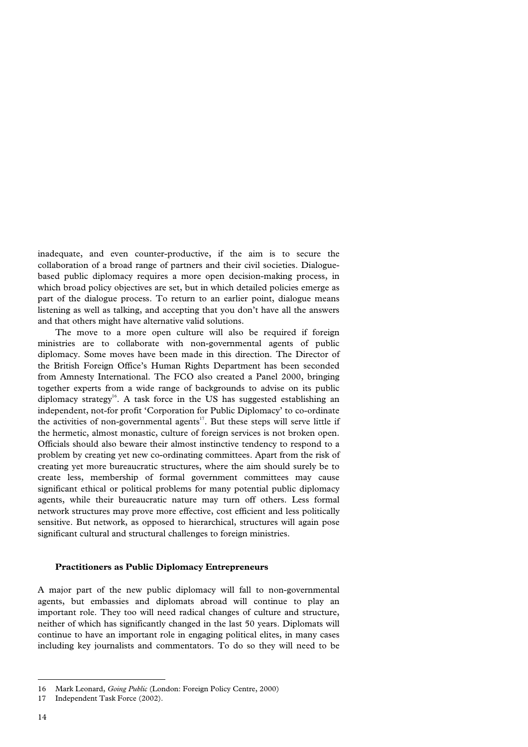inadequate, and even counter-productive, if the aim is to secure the collaboration of a broad range of partners and their civil societies. Dialogue-based public diplomacy requires a more open decision-making process, in which broad policy objectives are set, but in which detailed policies emerge as part of the dialogue process. To return to an earlier point, dialogue means listening as well as talking, and accepting that you don't have all the answers and that others might have alternative valid solutions.

The move to a more open culture will also be required if foreign ministries are to collaborate with non-governmental agents of public diplomacy. Some moves have been made in this direction. The Director of the British Foreign Office's Human Rights Department has been seconded from Amnesty International. The FCO also created a Panel 2000, bringing together experts from a wide range of backgrounds to advise on its public diplomacy strategy[16]. A task force in the US has suggested establishing an independent, not-for profit 'Corporation for Public Diplomacy' to co-ordinate the activities of non-governmental agents[17]. But these steps will serve little if the hermetic, almost monastic, culture of foreign services is not broken open. Officials should also beware their almost instinctive tendency to respond to a problem by creating yet new co-ordinating committees. Apart from the risk of creating yet more bureaucratic structures, where the aim should surely be to create less, membership of formal government committees may cause significant ethical or political problems for many potential public diplomacy agents, while their bureaucratic nature may turn off others. Less formal network structures may prove more effective, cost efficient and less politically sensitive. But network, as opposed to hierarchical, structures will again pose significant cultural and structural challenges to foreign ministries.

### Practitioners as Public Diplomacy Entrepreneurs

A major part of the new public diplomacy will fall to non-governmental agents, but embassies and diplomats abroad will continue to play an important role. They too will need radical changes of culture and structure, neither of which has significantly changed in the last 50 years. Diplomats will continue to have an important role in engaging political elites, in many cases including key journalists and commentators. To do so they will need to be

---

16 Mark Leonard, *Going Public* (London: Foreign Policy Centre, 2000)

17 Independent Task Force (2002).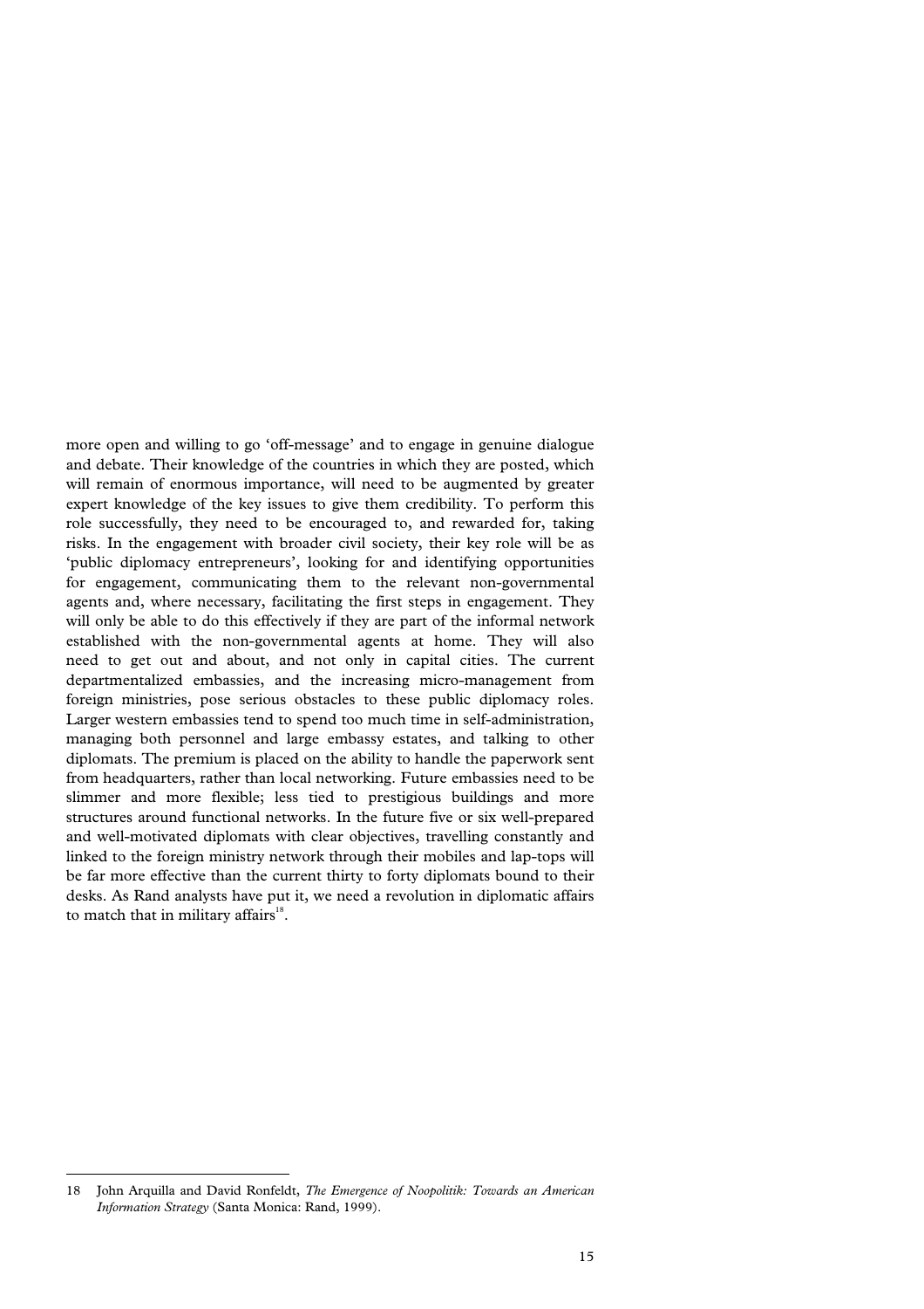more open and willing to go 'off-message' and to engage in genuine dialogue and debate. Their knowledge of the countries in which they are posted, which will remain of enormous importance, will need to be augmented by greater expert knowledge of the key issues to give them credibility. To perform this role successfully, they need to be encouraged to, and rewarded for, taking risks. In the engagement with broader civil society, their key role will be as 'public diplomacy entrepreneurs', looking for and identifying opportunities for engagement, communicating them to the relevant non-governmental agents and, where necessary, facilitating the first steps in engagement. They will only be able to do this effectively if they are part of the informal network established with the non-governmental agents at home. They will also need to get out and about, and not only in capital cities. The current departmentalized embassies, and the increasing micro-management from foreign ministries, pose serious obstacles to these public diplomacy roles. Larger western embassies tend to spend too much time in self-administration, managing both personnel and large embassy estates, and talking to other diplomats. The premium is placed on the ability to handle the paperwork sent from headquarters, rather than local networking. Future embassies need to be slimmer and more flexible; less tied to prestigious buildings and more structures around functional networks. In the future five or six well-prepared and well-motivated diplomats with clear objectives, travelling constantly and linked to the foreign ministry network through their mobiles and lap-tops will be far more effective than the current thirty to forty diplomats bound to their desks. As Rand analysts have put it, we need a revolution in diplomatic affairs to match that in military affairs[18].

---

18 John Arquilla and David Ronfeldt, *The Emergence of Noopolitik: Towards an American Information Strategy* (Santa Monica: Rand, 1999).